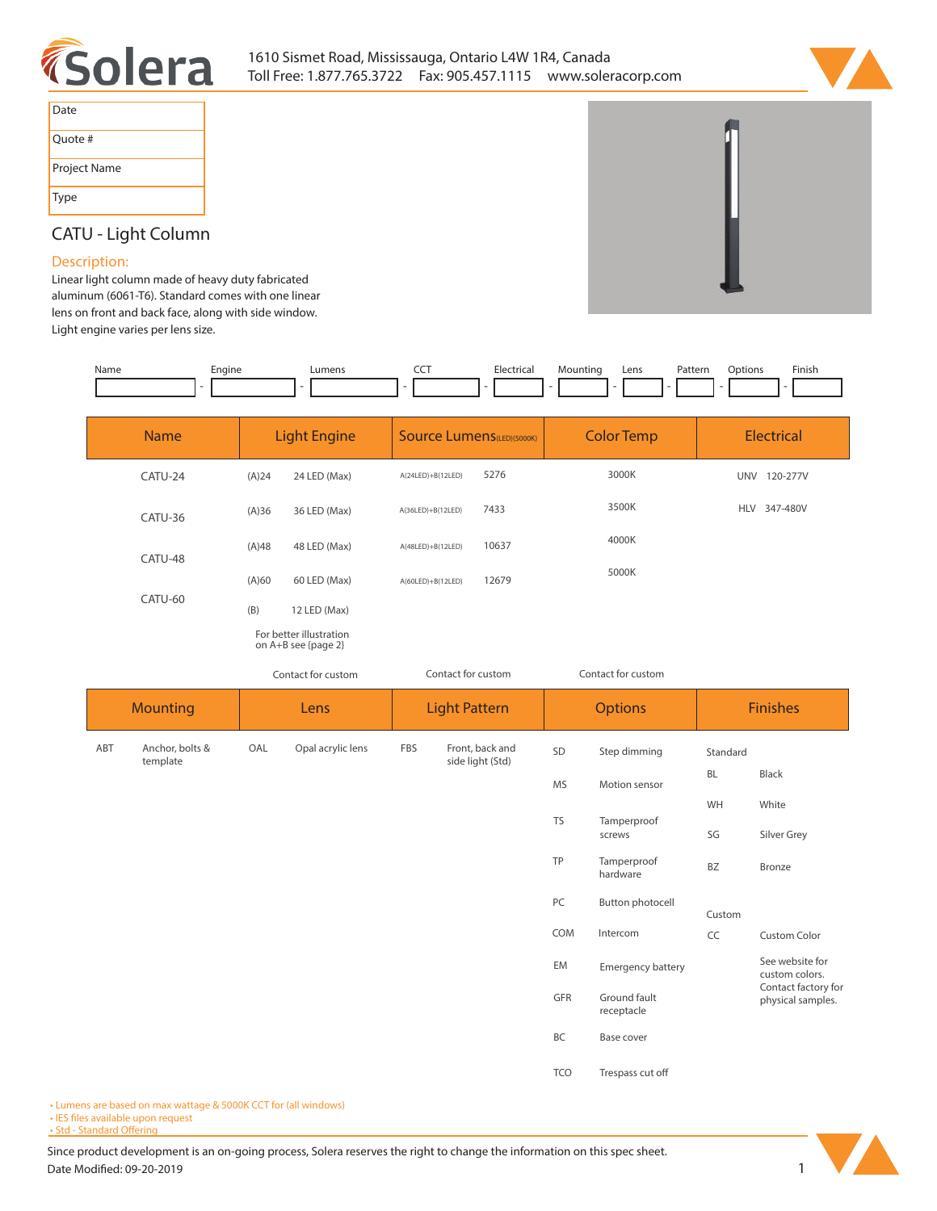1610 Sismet Road, Mississauga, Ontario L4W 1R4, Canada
Toll Free: 1.877.765.3722 Fax: 905.457.1115 www.soleracorp.com

| Date |
|---|
| Quote # |
| Project Name |
| Type |

## CATU - Light Column

### Description:

Linear light column made of heavy duty fabricated aluminum (6061-T6). Standard comes with one linear lens on front and back face, along with side window. Light engine varies per lens size.

| Name | Engine | Lumens | CCT | Electrical | Mounting | Lens | Pattern | Options | Finish |
|---|---|---|---|---|---|---|---|---|---|
| | | | | | | | | | |

| Name | Light Engine | | Source Lumens(LED)(5000K) | | Color Temp | Electrical | |
|---|---|---|---|---|---|---|---|
| CATU-24 | (A)24 | 24 LED (Max) | A(24LED)+B(12LED) | 5276 | 3000K | UNV | 120-277V |
| CATU-36 | (A)36 | 36 LED (Max) | A(36LED)+B(12LED) | 7433 | 3500K | HLV | 347-480V |
| CATU-48 | (A)48 | 48 LED (Max) | A(48LED)+B(12LED) | 10637 | 4000K | | |
| CATU-60 | (A)60 | 60 LED (Max) | A(60LED)+B(12LED) | 12679 | 5000K | | |
| | (B) | 12 LED (Max) | | | | | |
| | For better illustration on A+B see (page 2) | | | | | | |
| | Contact for custom | | Contact for custom | | Contact for custom | | |

| Mounting | | Lens | | Light Pattern | | Options | | Finishes | |
|---|---|---|---|---|---|---|---|---|---|
| ABT | Anchor, bolts & template | OAL | Opal acrylic lens | FBS | Front, back and side light (Std) | SD | Step dimming | Standard | |
| | | | | | | MS | Motion sensor | BL | Black |
| | | | | | | TS | Tamperproof screws | WH | White |
| | | | | | | TP | Tamperproof hardware | SG | Silver Grey |
| | | | | | | PC | Button photocell | BZ | Bronze |
| | | | | | | COM | Intercom | Custom | |
| | | | | | | EM | Emergency battery | CC | Custom Color |
| | | | | | | GFR | Ground fault receptacle | | See website for custom colors. Contact factory for physical samples. |
| | | | | | | BC | Base cover | | |
| | | | | | | TCO | Trespass cut off | | |

- Lumens are based on max wattage & 5000K CCT for (all windows)
- IES files available upon request
- Std - Standard Offering

Since product development is an on-going process, Solera reserves the right to change the information on this spec sheet.
Date Modified: 09-20-2019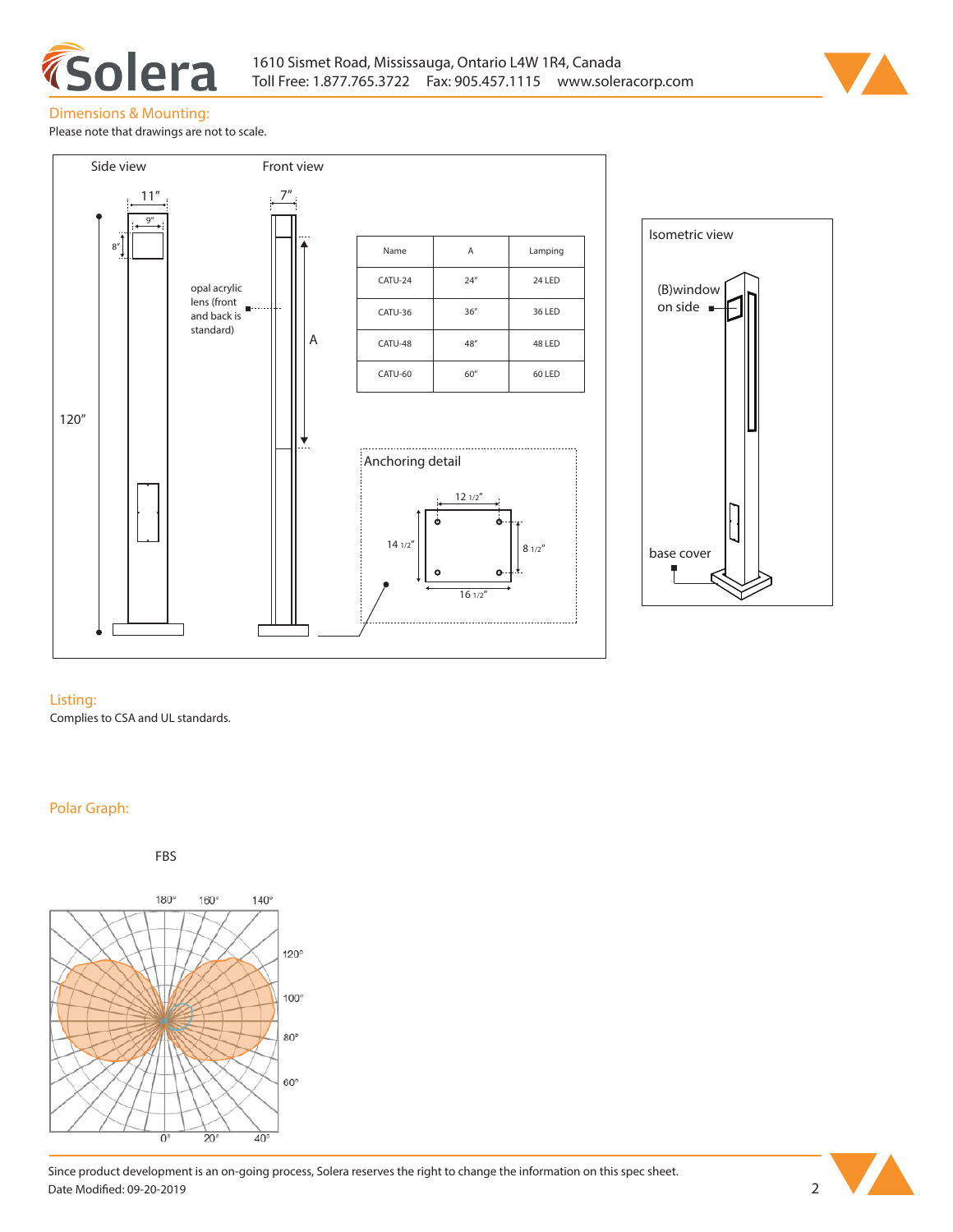## Dimensions & Mounting:

Please note that drawings are not to scale.

Side view

11″

9″

8″

120″

Front view

7″

opal acrylic lens (front and back is standard)

A

| Name | A | Lamping |
|---|---|---|
| CATU-24 | 24″ | 24 LED |
| CATU-36 | 36″ | 36 LED |
| CATU-48 | 48″ | 48 LED |
| CATU-60 | 60″ | 60 LED |

Anchoring detail

12 1/2″

14 1/2″

8 1/2″

16 1/2″

Isometric view

(B)window on side

base cover

## Listing:

Complies to CSA and UL standards.

## Polar Graph:

FBS

180° 160° 140°

120°

100°

80°

60°

0° 20° 40°

Since product development is an on-going process, Solera reserves the right to change the information on this spec sheet.

Date Modified: 09-20-2019